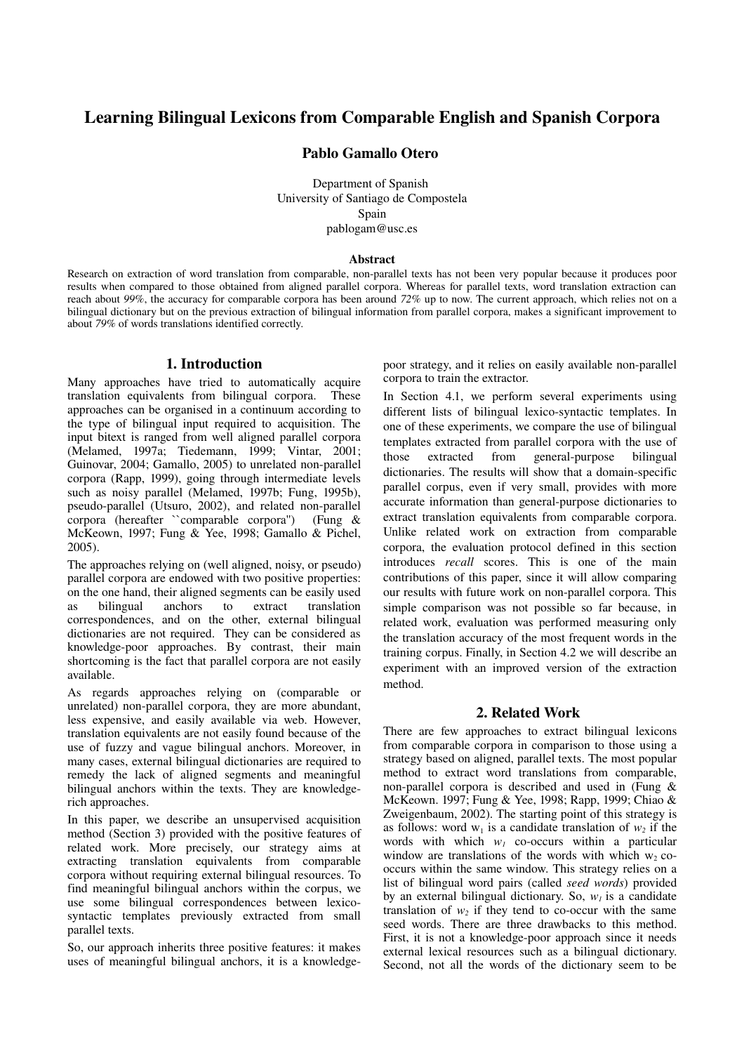# Learning Bilingual Lexicons from Comparable English and Spanish Corpora

**Pablo Gamallo Otero**

Department of Spanish
University of Santiago de Compostela
Spain
pablogam@usc.es

### Abstract

Research on extraction of word translation from comparable, non-parallel texts has not been very popular because it produces poor results when compared to those obtained from aligned parallel corpora. Whereas for parallel texts, word translation extraction can reach about *99%*, the accuracy for comparable corpora has been around *72%* up to now. The current approach, which relies not on a bilingual dictionary but on the previous extraction of bilingual information from parallel corpora, makes a significant improvement to about *79%* of words translations identified correctly.

## 1. Introduction

Many approaches have tried to automatically acquire translation equivalents from bilingual corpora. These approaches can be organised in a continuum according to the type of bilingual input required to acquisition. The input bitext is ranged from well aligned parallel corpora (Melamed, 1997a; Tiedemann, 1999; Vintar, 2001; Guinovar, 2004; Gamallo, 2005) to unrelated non-parallel corpora (Rapp, 1999), going through intermediate levels such as noisy parallel (Melamed, 1997b; Fung, 1995b), pseudo-parallel (Utsuro, 2002), and related non-parallel corpora (hereafter ``comparable corpora'') (Fung & McKeown, 1997; Fung & Yee, 1998; Gamallo & Pichel, 2005).

The approaches relying on (well aligned, noisy, or pseudo) parallel corpora are endowed with two positive properties: on the one hand, their aligned segments can be easily used as bilingual anchors to extract translation correspondences, and on the other, external bilingual dictionaries are not required. They can be considered as knowledge-poor approaches. By contrast, their main shortcoming is the fact that parallel corpora are not easily available.

As regards approaches relying on (comparable or unrelated) non-parallel corpora, they are more abundant, less expensive, and easily available via web. However, translation equivalents are not easily found because of the use of fuzzy and vague bilingual anchors. Moreover, in many cases, external bilingual dictionaries are required to remedy the lack of aligned segments and meaningful bilingual anchors within the texts. They are knowledge-rich approaches.

In this paper, we describe an unsupervised acquisition method (Section 3) provided with the positive features of related work. More precisely, our strategy aims at extracting translation equivalents from comparable corpora without requiring external bilingual resources. To find meaningful bilingual anchors within the corpus, we use some bilingual correspondences between lexico-syntactic templates previously extracted from small parallel texts.

So, our approach inherits three positive features: it makes uses of meaningful bilingual anchors, it is a knowledge-poor strategy, and it relies on easily available non-parallel corpora to train the extractor.

In Section 4.1, we perform several experiments using different lists of bilingual lexico-syntactic templates. In one of these experiments, we compare the use of bilingual templates extracted from parallel corpora with the use of those extracted from general-purpose bilingual dictionaries. The results will show that a domain-specific parallel corpus, even if very small, provides with more accurate information than general-purpose dictionaries to extract translation equivalents from comparable corpora. Unlike related work on extraction from comparable corpora, the evaluation protocol defined in this section introduces *recall* scores. This is one of the main contributions of this paper, since it will allow comparing our results with future work on non-parallel corpora. This simple comparison was not possible so far because, in related work, evaluation was performed measuring only the translation accuracy of the most frequent words in the training corpus. Finally, in Section 4.2 we will describe an experiment with an improved version of the extraction method.

## 2. Related Work

There are few approaches to extract bilingual lexicons from comparable corpora in comparison to those using a strategy based on aligned, parallel texts. The most popular method to extract word translations from comparable, non-parallel corpora is described and used in (Fung & McKeown. 1997; Fung & Yee, 1998; Rapp, 1999; Chiao & Zweigenbaum, 2002). The starting point of this strategy is as follows: word $w_1$ is a candidate translation of $w_2$ if the words with which $w_1$ co-occurs within a particular window are translations of the words with which $w_2$ co-occurs within the same window. This strategy relies on a list of bilingual word pairs (called *seed words*) provided by an external bilingual dictionary. So, $w_1$ is a candidate translation of $w_2$ if they tend to co-occur with the same seed words. There are three drawbacks to this method. First, it is not a knowledge-poor approach since it needs external lexical resources such as a bilingual dictionary. Second, not all the words of the dictionary seem to be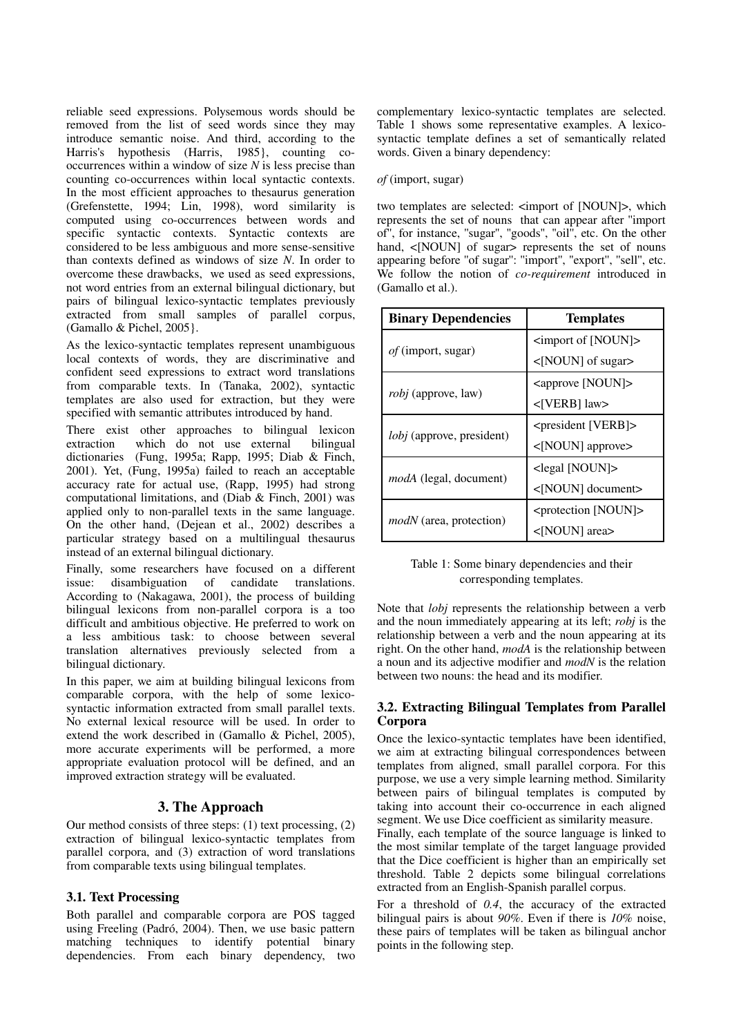reliable seed expressions. Polysemous words should be removed from the list of seed words since they may introduce semantic noise. And third, according to the Harris's hypothesis (Harris, 1985}, counting co-occurrences within a window of size *N* is less precise than counting co-occurrences within local syntactic contexts. In the most efficient approaches to thesaurus generation (Grefenstette, 1994; Lin, 1998), word similarity is computed using co-occurrences between words and specific syntactic contexts. Syntactic contexts are considered to be less ambiguous and more sense-sensitive than contexts defined as windows of size *N*. In order to overcome these drawbacks, we used as seed expressions, not word entries from an external bilingual dictionary, but pairs of bilingual lexico-syntactic templates previously extracted from small samples of parallel corpus, (Gamallo & Pichel, 2005}.

As the lexico-syntactic templates represent unambiguous local contexts of words, they are discriminative and confident seed expressions to extract word translations from comparable texts. In (Tanaka, 2002), syntactic templates are also used for extraction, but they were specified with semantic attributes introduced by hand.

There exist other approaches to bilingual lexicon extraction which do not use external bilingual dictionaries (Fung, 1995a; Rapp, 1995; Diab & Finch, 2001). Yet, (Fung, 1995a) failed to reach an acceptable accuracy rate for actual use, (Rapp, 1995) had strong computational limitations, and (Diab & Finch, 2001) was applied only to non-parallel texts in the same language. On the other hand, (Dejean et al., 2002) describes a particular strategy based on a multilingual thesaurus instead of an external bilingual dictionary.

Finally, some researchers have focused on a different issue: disambiguation of candidate translations. According to (Nakagawa, 2001), the process of building bilingual lexicons from non-parallel corpora is a too difficult and ambitious objective. He preferred to work on a less ambitious task: to choose between several translation alternatives previously selected from a bilingual dictionary.

In this paper, we aim at building bilingual lexicons from comparable corpora, with the help of some lexico-syntactic information extracted from small parallel texts. No external lexical resource will be used. In order to extend the work described in (Gamallo & Pichel, 2005), more accurate experiments will be performed, a more appropriate evaluation protocol will be defined, and an improved extraction strategy will be evaluated.

## 3. The Approach

Our method consists of three steps: (1) text processing, (2) extraction of bilingual lexico-syntactic templates from parallel corpora, and (3) extraction of word translations from comparable texts using bilingual templates.

### 3.1. Text Processing

Both parallel and comparable corpora are POS tagged using Freeling (Padró, 2004). Then, we use basic pattern matching techniques to identify potential binary dependencies. From each binary dependency, two complementary lexico-syntactic templates are selected. Table 1 shows some representative examples. A lexico-syntactic template defines a set of semantically related words. Given a binary dependency:

*of* (import, sugar)

two templates are selected: <import of [NOUN]>, which represents the set of nouns that can appear after "import of", for instance, "sugar", "goods", "oil", etc. On the other hand, <[NOUN] of sugar> represents the set of nouns appearing before "of sugar": "import", "export", "sell", etc. We follow the notion of *co-requirement* introduced in (Gamallo et al.).

| Binary Dependencies | Templates |
|---|---|
| *of* (import, sugar) | <import of [NOUN]> |
| | <[NOUN] of sugar> |
| *robj* (approve, law) | <approve [NOUN]> |
| | <[VERB] law> |
| *lobj* (approve, president) | <president [VERB]> |
| | <[NOUN] approve> |
| *modA* (legal, document) | <legal [NOUN]> |
| | <[NOUN] document> |
| *modN* (area, protection) | <protection [NOUN]> |
| | <[NOUN] area> |

Table 1: Some binary dependencies and their corresponding templates.

Note that *lobj* represents the relationship between a verb and the noun immediately appearing at its left; *robj* is the relationship between a verb and the noun appearing at its right. On the other hand, *modA* is the relationship between a noun and its adjective modifier and *modN* is the relation between two nouns: the head and its modifier.

### 3.2. Extracting Bilingual Templates from Parallel Corpora

Once the lexico-syntactic templates have been identified, we aim at extracting bilingual correspondences between templates from aligned, small parallel corpora. For this purpose, we use a very simple learning method. Similarity between pairs of bilingual templates is computed by taking into account their co-occurrence in each aligned segment. We use Dice coefficient as similarity measure.

Finally, each template of the source language is linked to the most similar template of the target language provided that the Dice coefficient is higher than an empirically set threshold. Table 2 depicts some bilingual correlations extracted from an English-Spanish parallel corpus.

For a threshold of *0.4*, the accuracy of the extracted bilingual pairs is about *90%*. Even if there is *10%* noise, these pairs of templates will be taken as bilingual anchor points in the following step.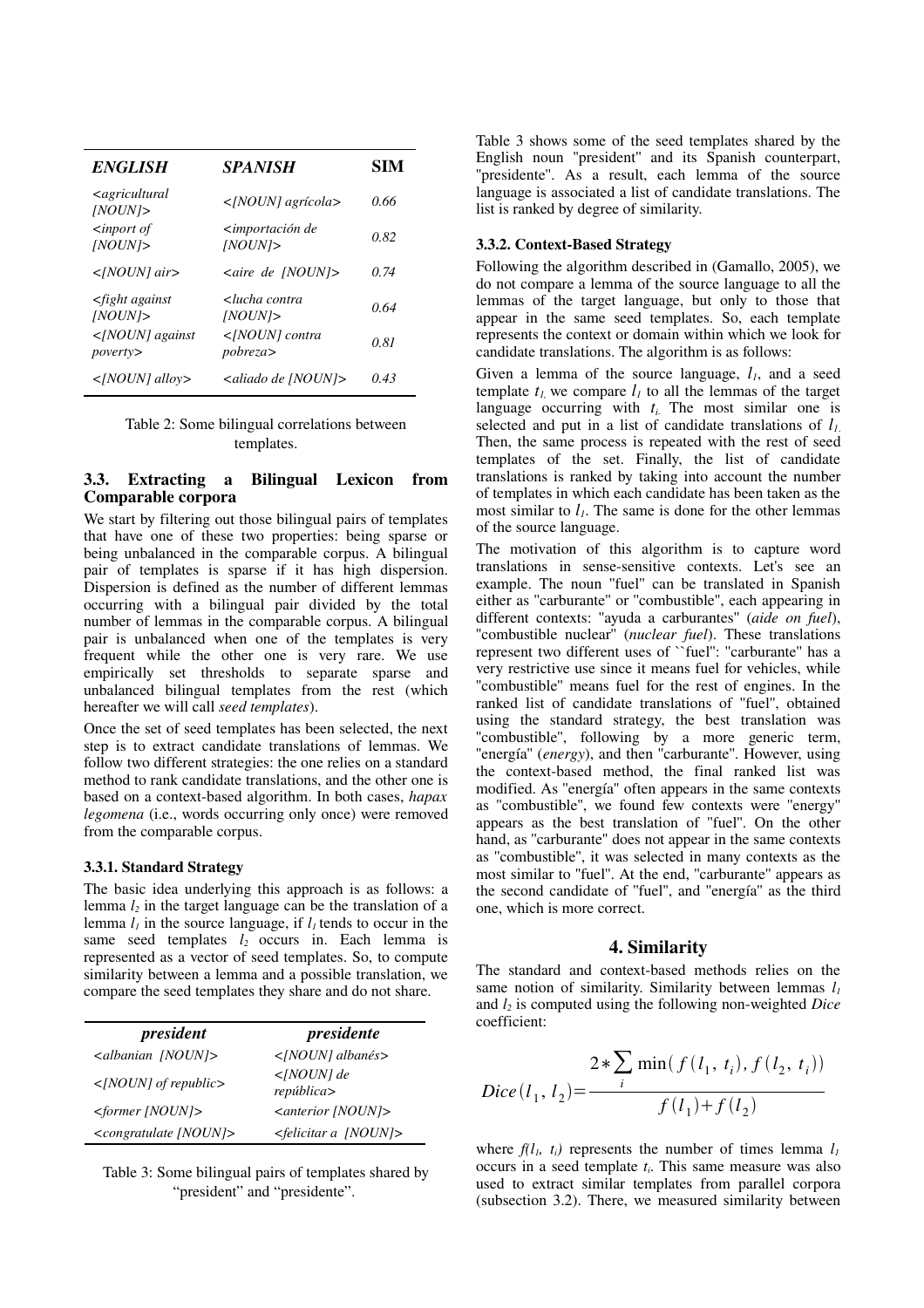| *ENGLISH* | *SPANISH* | SIM |
|---|---|---|
| *<agricultural [NOUN]>* | *<[NOUN] agrícola>* | *0.66* |
| *<inport of [NOUN]>* | *<importación de [NOUN]>* | *0.82* |
| *<[NOUN] air>* | *<aire de [NOUN]>* | *0.74* |
| *<fight against [NOUN]>* | *<lucha contra [NOUN]>* | *0.64* |
| *<[NOUN] against poverty>* | *<[NOUN] contra pobreza>* | *0.81* |
| *<[NOUN] alloy>* | *<aliado de [NOUN]>* | *0.43* |

Table 2: Some bilingual correlations between templates.

### 3.3. Extracting a Bilingual Lexicon from Comparable corpora

We start by filtering out those bilingual pairs of templates that have one of these two properties: being sparse or being unbalanced in the comparable corpus. A bilingual pair of templates is sparse if it has high dispersion. Dispersion is defined as the number of different lemmas occurring with a bilingual pair divided by the total number of lemmas in the comparable corpus. A bilingual pair is unbalanced when one of the templates is very frequent while the other one is very rare. We use empirically set thresholds to separate sparse and unbalanced bilingual templates from the rest (which hereafter we will call *seed templates*).

Once the set of seed templates has been selected, the next step is to extract candidate translations of lemmas. We follow two different strategies: the one relies on a standard method to rank candidate translations, and the other one is based on a context-based algorithm. In both cases, *hapax legomena* (i.e., words occurring only once) were removed from the comparable corpus.

#### 3.3.1. Standard Strategy

The basic idea underlying this approach is as follows: a lemma $l_2$ in the target language can be the translation of a lemma $l_1$ in the source language, if $l_1$ tends to occur in the same seed templates $l_2$ occurs in. Each lemma is represented as a vector of seed templates. So, to compute similarity between a lemma and a possible translation, we compare the seed templates they share and do not share.

| *president* | *presidente* |
|---|---|
| *<albanian [NOUN]>* | *<[NOUN] albanés>* |
| *<[NOUN] of republic>* | *<[NOUN] de república>* |
| *<former [NOUN]>* | *<anterior [NOUN]>* |
| *<congratulate [NOUN]>* | *<felicitar a [NOUN]>* |

Table 3: Some bilingual pairs of templates shared by "president" and "presidente".

Table 3 shows some of the seed templates shared by the English noun "president" and its Spanish counterpart, "presidente". As a result, each lemma of the source language is associated a list of candidate translations. The list is ranked by degree of similarity.

#### 3.3.2. Context-Based Strategy

Following the algorithm described in (Gamallo, 2005), we do not compare a lemma of the source language to all the lemmas of the target language, but only to those that appear in the same seed templates. So, each template represents the context or domain within which we look for candidate translations. The algorithm is as follows:

Given a lemma of the source language, $l_1$, and a seed template $t_i$, we compare $l_1$ to all the lemmas of the target language occurring with $t_i$. The most similar one is selected and put in a list of candidate translations of $l_1$. Then, the same process is repeated with the rest of seed templates of the set. Finally, the list of candidate translations is ranked by taking into account the number of templates in which each candidate has been taken as the most similar to $l_1$. The same is done for the other lemmas of the source language.

The motivation of this algorithm is to capture word translations in sense-sensitive contexts. Let's see an example. The noun "fuel" can be translated in Spanish either as "carburante" or "combustible", each appearing in different contexts: "ayuda a carburantes" (*aide on fuel*), "combustible nuclear" (*nuclear fuel*). These translations represent two different uses of ``fuel": "carburante" has a very restrictive use since it means fuel for vehicles, while "combustible" means fuel for the rest of engines. In the ranked list of candidate translations of "fuel", obtained using the standard strategy, the best translation was "combustible", following by a more generic term, "energía" (*energy*), and then "carburante". However, using the context-based method, the final ranked list was modified. As "energía" often appears in the same contexts as "combustible", we found few contexts were "energy" appears as the best translation of "fuel". On the other hand, as "carburante" does not appear in the same contexts as "combustible", it was selected in many contexts as the most similar to "fuel". At the end, "carburante" appears as the second candidate of "fuel", and "energía" as the third one, which is more correct.

## 4. Similarity

The standard and context-based methods relies on the same notion of similarity. Similarity between lemmas $l_1$ and $l_2$ is computed using the following non-weighted *Dice* coefficient:

$$Dice(l_1, l_2) = \frac{2 * \sum_i \min(f(l_1, t_i), f(l_2, t_i))}{f(l_1) + f(l_2)}$$

where $f(l_1, t_i)$ represents the number of times lemma $l_1$ occurs in a seed template $t_i$. This same measure was also used to extract similar templates from parallel corpora (subsection 3.2). There, we measured similarity between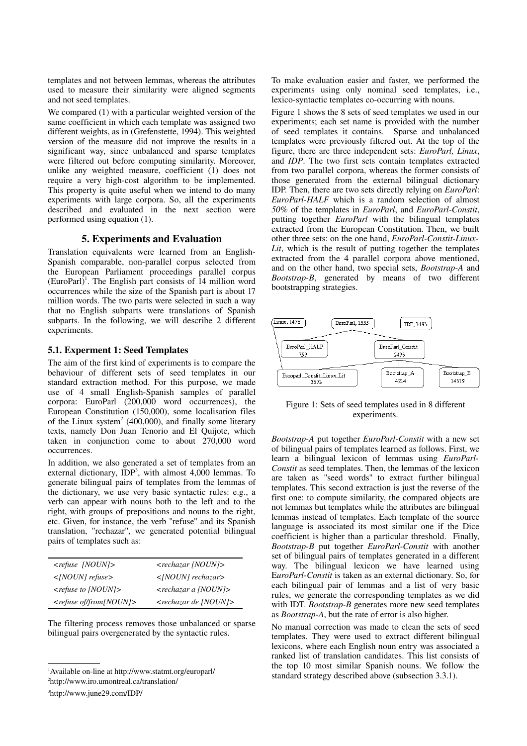templates and not between lemmas, whereas the attributes used to measure their similarity were aligned segments and not seed templates.

We compared (1) with a particular weighted version of the same coefficient in which each template was assigned two different weights, as in (Grefenstette, 1994). This weighted version of the measure did not improve the results in a significant way, since unbalanced and sparse templates were filtered out before computing similarity. Moreover, unlike any weighted measure, coefficient (1) does not require a very high-cost algorithm to be implemented. This property is quite useful when we intend to do many experiments with large corpora. So, all the experiments described and evaluated in the next section were performed using equation (1).

## 5. Experiments and Evaluation

Translation equivalents were learned from an English-Spanish comparable, non-parallel corpus selected from the European Parliament proceedings parallel corpus (EuroParl)[1]. The English part consists of 14 million word occurrences while the size of the Spanish part is about 17 million words. The two parts were selected in such a way that no English subparts were translations of Spanish subparts. In the following, we will describe 2 different experiments.

### 5.1. Experment 1: Seed Templates

The aim of the first kind of experiments is to compare the behaviour of different sets of seed templates in our standard extraction method. For this purpose, we made use of 4 small English-Spanish samples of parallel corpora: EuroParl (200,000 word occurrences), the European Constitution (150,000), some localisation files of the Linux system[2] (400,000), and finally some literary texts, namely Don Juan Tenorio and El Quijote, which taken in conjunction come to about 270,000 word occurrences.

In addition, we also generated a set of templates from an external dictionary, IDP[3], with almost 4,000 lemmas. To generate bilingual pairs of templates from the lemmas of the dictionary, we use very basic syntactic rules: e.g., a verb can appear with nouns both to the left and to the right, with groups of prepositions and nouns to the right, etc. Given, for instance, the verb "refuse" and its Spanish translation, "rechazar", we generated potential bilingual pairs of templates such as:

| | |
|---|---|
| *<refuse [NOUN]>* | *<rechazar [NOUN]>* |
| *<[NOUN] refuse>* | *<[NOUN] rechazar>* |
| *<refuse to [NOUN]>* | *<rechazar a [NOUN]>* |
| *<refuse of/from[NOUN]>* | *<rechazar de [NOUN]>* |

The filtering process removes those unbalanced or sparse bilingual pairs overgenerated by the syntactic rules.

To make evaluation easier and faster, we performed the experiments using only nominal seed templates, i.e., lexico-syntactic templates co-occurring with nouns.

Figure 1 shows the 8 sets of seed templates we used in our experiments; each set name is provided with the number of seed templates it contains. Sparse and unbalanced templates were previously filtered out. At the top of the figure, there are three independent sets: *EuroParl, Linux*, and *IDP*. The two first sets contain templates extracted from two parallel corpora, whereas the former consists of those generated from the external bilingual dictionary IDP. Then, there are two sets directly relying on *EuroParl*: *EuroParl-HALF* which is a random selection of almost *50%* of the templates in *EuroParl*, and *EuroParl-Constit*, putting together *EuroParl* with the bilingual templates extracted from the European Constitution. Then, we built other three sets: on the one hand, *EuroParl-Constit-Linux-Lit*, which is the result of putting together the templates extracted from the 4 parallel corpora above mentioned, and on the other hand, two special sets, *Bootstrap-A* and *Bootstrap-B*, generated by means of two different bootstrapping strategies.

Linux, 1478 — EuroParl, 1555 — IDP, 1493
EuroParl_HALF 759 — EuroParl_Constit 2496
Europarl_Constit_Linux_Lit 3573 — Bootstrap_A 4214 — Bootstrap_B 14319

Figure 1: Sets of seed templates used in 8 different experiments.

*Bootstrap-A* put together *EuroParl-Constit* with a new set of bilingual pairs of templates learned as follows. First, we learn a bilingual lexicon of lemmas using *EuroParl-Constit* as seed templates. Then, the lemmas of the lexicon are taken as "seed words" to extract further bilingual templates. This second extraction is just the reverse of the first one: to compute similarity, the compared objects are not lemmas but templates while the attributes are bilingual lemmas instead of templates. Each template of the source language is associated its most similar one if the Dice coefficient is higher than a particular threshold. Finally, *Bootstrap-B* put together *EuroParl-Constit* with another set of bilingual pairs of templates generated in a different way. The bilingual lexicon we have learned using E*uroParl-Constit* is taken as an external dictionary. So, for each bilingual pair of lemmas and a list of very basic rules, we generate the corresponding templates as we did with IDT. *Bootstrap-B* generates more new seed templates as *Bootstrap-A*, but the rate of error is also higher.

No manual correction was made to clean the sets of seed templates. They were used to extract different bilingual lexicons, where each English noun entry was associated a ranked list of translation candidates. This list consists of the top 10 most similar Spanish nouns. We follow the standard strategy described above (subsection 3.3.1).

[1]Available on-line at http://www.statmt.org/europarl/

[2]http://www.iro.umontreal.ca/translation/

[3]http://www.june29.com/IDP/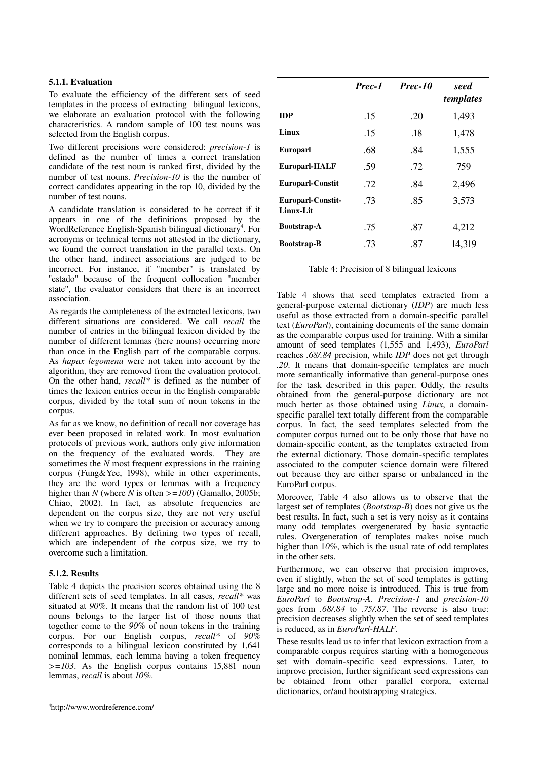### 5.1.1. Evaluation

To evaluate the efficiency of the different sets of seed templates in the process of extracting bilingual lexicons, we elaborate an evaluation protocol with the following characteristics. A random sample of 100 test nouns was selected from the English corpus.

Two different precisions were considered: *precision-1* is defined as the number of times a correct translation candidate of the test noun is ranked first, divided by the number of test nouns. *Precision-10* is the the number of correct candidates appearing in the top 10, divided by the number of test nouns.

A candidate translation is considered to be correct if it appears in one of the definitions proposed by the WordReference English-Spanish bilingual dictionary[4]. For acronyms or technical terms not attested in the dictionary, we found the correct translation in the parallel texts. On the other hand, indirect associations are judged to be incorrect. For instance, if "member" is translated by "estado" because of the frequent collocation "member state", the evaluator considers that there is an incorrect association.

As regards the completeness of the extracted lexicons, two different situations are considered. We call *recall* the number of entries in the bilingual lexicon divided by the number of different lemmas (here nouns) occurring more than once in the English part of the comparable corpus. As *hapax legomena* were not taken into account by the algorithm, they are removed from the evaluation protocol. On the other hand, *recall** is defined as the number of times the lexicon entries occur in the English comparable corpus, divided by the total sum of noun tokens in the corpus.

As far as we know, no definition of recall nor coverage has ever been proposed in related work. In most evaluation protocols of previous work, authors only give information on the frequency of the evaluated words. They are sometimes the *N* most frequent expressions in the training corpus (Fung&Yee, 1998), while in other experiments, they are the word types or lemmas with a frequency higher than *N* (where *N* is often *>=100*) (Gamallo, 2005b; Chiao, 2002). In fact, as absolute frequencies are dependent on the corpus size, they are not very useful when we try to compare the precision or accuracy among different approaches. By defining two types of recall, which are independent of the corpus size, we try to overcome such a limitation.

### 5.1.2. Results

Table 4 depicts the precision scores obtained using the 8 different sets of seed templates. In all cases, *recall** was situated at *90%*. It means that the random list of 100 test nouns belongs to the larger list of those nouns that together come to the *90%* of noun tokens in the training corpus. For our English corpus, *recall** of *90%* corresponds to a bilingual lexicon constituted by 1,641 nominal lemmas, each lemma having a token frequency *>=103*. As the English corpus contains 15,881 noun lemmas, *recall* is about *10%*.

| | *Prec-1* | *Prec-10* | *seed templates* |
|---|---|---|---|
| **IDP** | .15 | .20 | 1,493 |
| **Linux** | .15 | .18 | 1,478 |
| **Europarl** | .68 | .84 | 1,555 |
| **Europarl-HALF** | .59 | .72 | 759 |
| **Europarl-Constit** | .72 | .84 | 2,496 |
| **Europarl-Constit-Linux-Lit** | .73 | .85 | 3,573 |
| **Bootstrap-A** | .75 | .87 | 4,212 |
| **Bootstrap-B** | .73 | .87 | 14,319 |

Table 4: Precision of 8 bilingual lexicons

Table 4 shows that seed templates extracted from a general-purpose external dictionary (*IDP*) are much less useful as those extracted from a domain-specific parallel text (*EuroParl*), containing documents of the same domain as the comparable corpus used for training. With a similar amount of seed templates (1,555 and 1,493), *EuroParl* reaches *.68/.84* precision, while *IDP* does not get through *.20*. It means that domain-specific templates are much more semantically informative than general-purpose ones for the task described in this paper. Oddly, the results obtained from the general-purpose dictionary are not much better as those obtained using *Linux*, a domain-specific parallel text totally different from the comparable corpus. In fact, the seed templates selected from the computer corpus turned out to be only those that have no domain-specific content, as the templates extracted from the external dictionary. Those domain-specific templates associated to the computer science domain were filtered out because they are either sparse or unbalanced in the EuroParl corpus.

Moreover, Table 4 also allows us to observe that the largest set of templates (*Bootstrap-B*) does not give us the best results. In fact, such a set is very noisy as it contains many odd templates overgenerated by basic syntactic rules. Overgeneration of templates makes noise much higher than 10%, which is the usual rate of odd templates in the other sets.

Furthermore, we can observe that precision improves, even if slightly, when the set of seed templates is getting large and no more noise is introduced. This is true from *EuroParl* to *Bootstrap-A*. *Precision-1* and *precision-10* goes from *.68/.84* to *.75/.87*. The reverse is also true: precision decreases slightly when the set of seed templates is reduced, as in *EuroParl-HALF*.

These results lead us to infer that lexicon extraction from a comparable corpus requires starting with a homogeneous set with domain-specific seed expressions. Later, to improve precision, further significant seed expressions can be obtained from other parallel corpora, external dictionaries, or/and bootstrapping strategies.

[4] http://www.wordreference.com/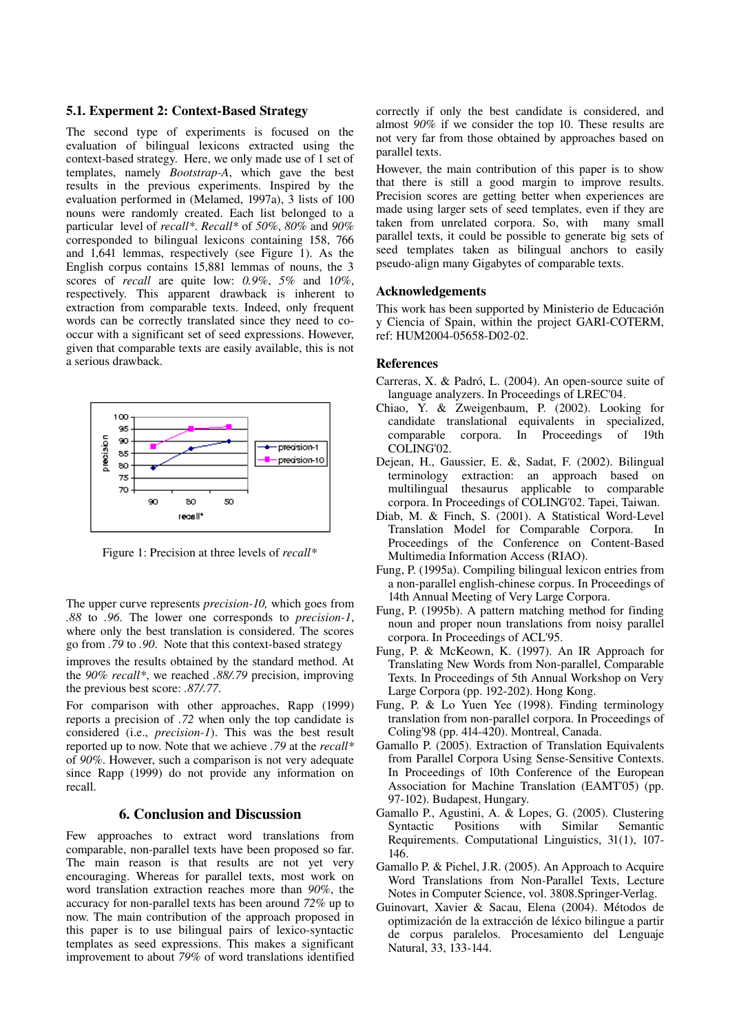### 5.1. Experiment 2: Context-Based Strategy

The second type of experiments is focused on the evaluation of bilingual lexicons extracted using the context-based strategy. Here, we only made use of 1 set of templates, namely *Bootstrap-A*, which gave the best results in the previous experiments. Inspired by the evaluation performed in (Melamed, 1997a), 3 lists of 100 nouns were randomly created. Each list belonged to a particular level of *recall\**. *Recall\** of *50%*, *80%* and *90%* corresponded to bilingual lexicons containing 158, 766 and 1,641 lemmas, respectively (see Figure 1). As the English corpus contains 15,881 lemmas of nouns, the 3 scores of *recall* are quite low: *0.9%*, *5%* and *10%*, respectively. This apparent drawback is inherent to extraction from comparable texts. Indeed, only frequent words can be correctly translated since they need to co-occur with a significant set of seed expressions. However, given that comparable texts are easily available, this is not a serious drawback.

Figure 1: Precision at three levels of *recall\**

The upper curve represents *precision-10,* which goes from *.88* to *.96*. The lower one corresponds to *precision-1*, where only the best translation is considered. The scores go from *.79* to *.90*. Note that this context-based strategy improves the results obtained by the standard method. At the *90% recall\**, we reached *.88/.79* precision, improving the previous best score: *.87/.77*.

For comparison with other approaches, Rapp (1999) reports a precision of *.72* when only the top candidate is considered (i.e., *precision-1*). This was the best result reported up to now. Note that we achieve *.79* at the *recall\** of *90%*. However, such a comparison is not very adequate since Rapp (1999) do not provide any information on recall.

## 6. Conclusion and Discussion

Few approaches to extract word translations from comparable, non-parallel texts have been proposed so far. The main reason is that results are not yet very encouraging. Whereas for parallel texts, most work on word translation extraction reaches more than *90%*, the accuracy for non-parallel texts has been around *72%* up to now. The main contribution of the approach proposed in this paper is to use bilingual pairs of lexico-syntactic templates as seed expressions. This makes a significant improvement to about *79%* of word translations identified correctly if only the best candidate is considered, and almost *90%* if we consider the top 10. These results are not very far from those obtained by approaches based on parallel texts.

However, the main contribution of this paper is to show that there is still a good margin to improve results. Precision scores are getting better when experiences are made using larger sets of seed templates, even if they are taken from unrelated corpora. So, with many small parallel texts, it could be possible to generate big sets of seed templates taken as bilingual anchors to easily pseudo-align many Gigabytes of comparable texts.

## Acknowledgements

This work has been supported by Ministerio de Educación y Ciencia of Spain, within the project GARI-COTERM, ref: HUM2004-05658-D02-02.

## References

Carreras, X. & Padró, L. (2004). An open-source suite of language analyzers. In Proceedings of LREC'04.

Chiao, Y. & Zweigenbaum, P. (2002). Looking for candidate translational equivalents in specialized, comparable corpora. In Proceedings of 19th COLING'02.

Dejean, H., Gaussier, E. &, Sadat, F. (2002). Bilingual terminology extraction: an approach based on multilingual thesaurus applicable to comparable corpora. In Proceedings of COLING'02. Tapei, Taiwan.

Diab, M. & Finch, S. (2001). A Statistical Word-Level Translation Model for Comparable Corpora. In Proceedings of the Conference on Content-Based Multimedia Information Access (RIAO).

Fung, P. (1995a). Compiling bilingual lexicon entries from a non-parallel english-chinese corpus. In Proceedings of 14th Annual Meeting of Very Large Corpora.

Fung, P. (1995b). A pattern matching method for finding noun and proper noun translations from noisy parallel corpora. In Proceedings of ACL'95.

Fung, P. & McKeown, K. (1997). An IR Approach for Translating New Words from Non-parallel, Comparable Texts. In Proceedings of 5th Annual Workshop on Very Large Corpora (pp. 192-202). Hong Kong.

Fung, P. & Lo Yuen Yee (1998). Finding terminology translation from non-parallel corpora. In Proceedings of Coling'98 (pp. 414-420). Montreal, Canada.

Gamallo P. (2005). Extraction of Translation Equivalents from Parallel Corpora Using Sense-Sensitive Contexts. In Proceedings of 10th Conference of the European Association for Machine Translation (EAMT'05) (pp. 97-102). Budapest, Hungary.

Gamallo P., Agustini, A. & Lopes, G. (2005). Clustering Syntactic Positions with Similar Semantic Requirements. Computational Linguistics, 31(1), 107-146.

Gamallo P. & Pichel, J.R. (2005). An Approach to Acquire Word Translations from Non-Parallel Texts. Lecture Notes in Computer Science, vol. 3808.Springer-Verlag.

Guinovart, Xavier & Sacau, Elena (2004). Métodos de optimización de la extracción de léxico bilingue a partir de corpus paralelos. Procesamiento del Lenguaje Natural, 33, 133-144.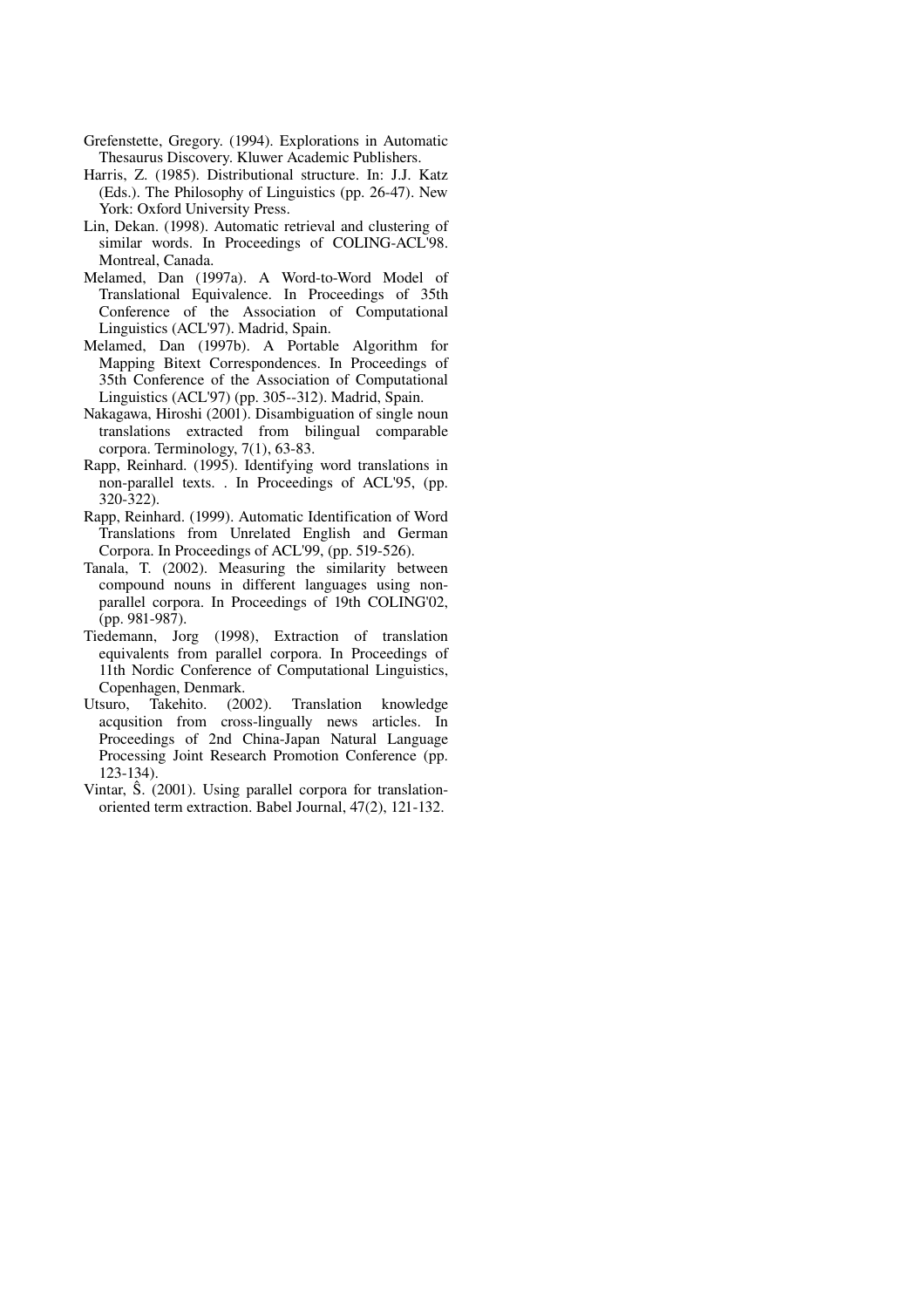Grefenstette, Gregory. (1994). Explorations in Automatic Thesaurus Discovery. Kluwer Academic Publishers.

Harris, Z. (1985). Distributional structure. In: J.J. Katz (Eds.). The Philosophy of Linguistics (pp. 26-47). New York: Oxford University Press.

Lin, Dekan. (1998). Automatic retrieval and clustering of similar words. In Proceedings of COLING-ACL'98. Montreal, Canada.

Melamed, Dan (1997a). A Word-to-Word Model of Translational Equivalence. In Proceedings of 35th Conference of the Association of Computational Linguistics (ACL'97). Madrid, Spain.

Melamed, Dan (1997b). A Portable Algorithm for Mapping Bitext Correspondences. In Proceedings of 35th Conference of the Association of Computational Linguistics (ACL'97) (pp. 305--312). Madrid, Spain.

Nakagawa, Hiroshi (2001). Disambiguation of single noun translations extracted from bilingual comparable corpora. Terminology, 7(1), 63-83.

Rapp, Reinhard. (1995). Identifying word translations in non-parallel texts. . In Proceedings of ACL'95, (pp. 320-322).

Rapp, Reinhard. (1999). Automatic Identification of Word Translations from Unrelated English and German Corpora. In Proceedings of ACL'99, (pp. 519-526).

Tanala, T. (2002). Measuring the similarity between compound nouns in different languages using non-parallel corpora. In Proceedings of 19th COLING'02, (pp. 981-987).

Tiedemann, Jorg (1998), Extraction of translation equivalents from parallel corpora. In Proceedings of 11th Nordic Conference of Computational Linguistics, Copenhagen, Denmark.

Utsuro, Takehito. (2002). Translation knowledge acqusition from cross-lingually news articles. In Proceedings of 2nd China-Japan Natural Language Processing Joint Research Promotion Conference (pp. 123-134).

Vintar, Ŝ. (2001). Using parallel corpora for translation-oriented term extraction. Babel Journal, 47(2), 121-132.